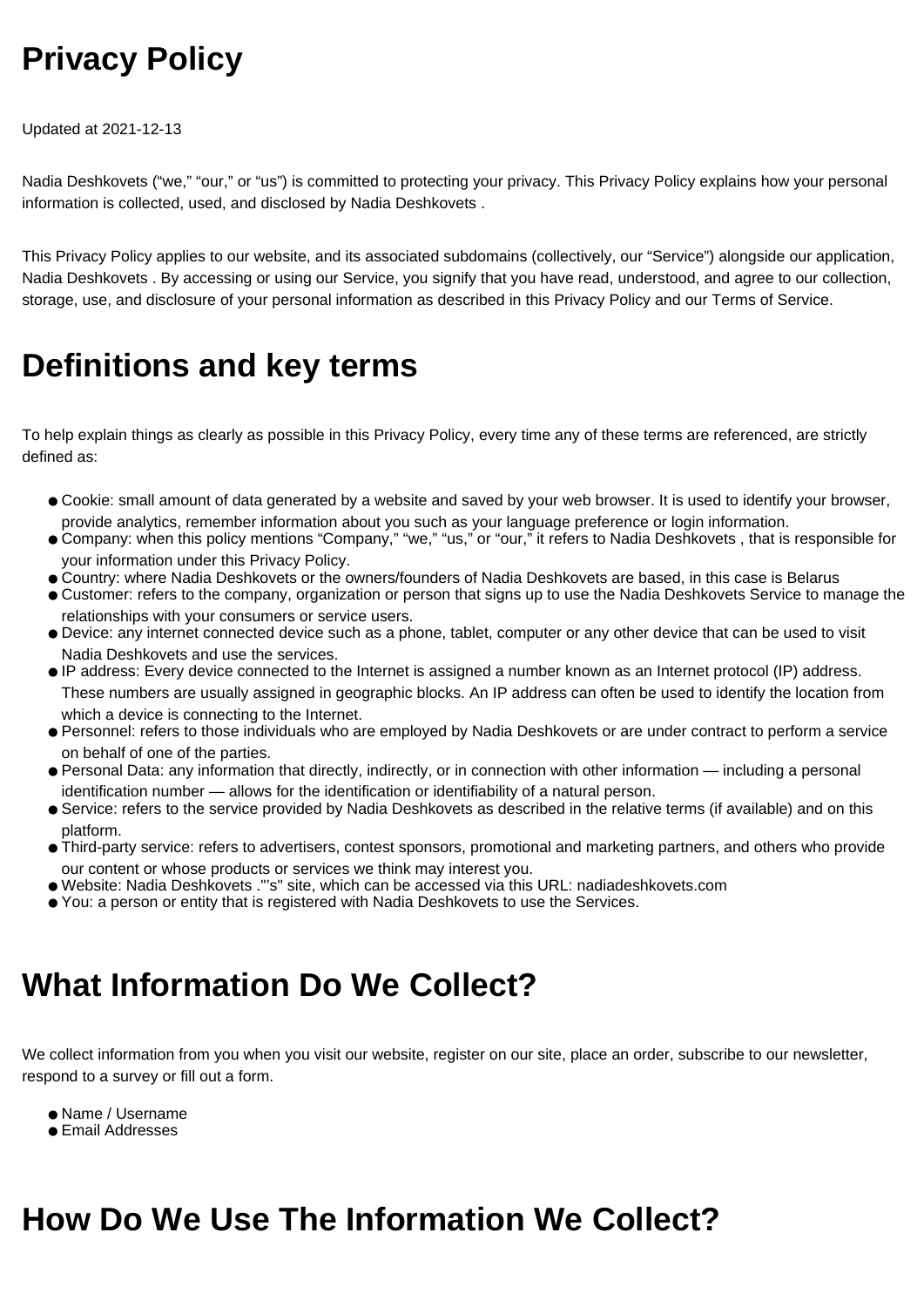# Privacy Policy

Updated at 2021-12-13

Nadia Deshkovets (“we,” “our,” or “us”) is committed to protecting your privacy. This Privacy Policy explains how your personal information is collected, used, and disclosed by Nadia Deshkovets .

This Privacy Policy applies to our website, and its associated subdomains (collectively, our “Service”) alongside our application, Nadia Deshkovets . By accessing or using our Service, you signify that you have read, understood, and agree to our collection, storage, use, and disclosure of your personal information as described in this Privacy Policy and our Terms of Service.

# Definitions and key terms

To help explain things as clearly as possible in this Privacy Policy, every time any of these terms are referenced, are strictly defined as:

- Cookie: small amount of data generated by a website and saved by your web browser. It is used to identify your browser, provide analytics, remember information about you such as your language preference or login information.
- Company: when this policy mentions “Company,” “we,” “us,” or “our,” it refers to Nadia Deshkovets , that is responsible for your information under this Privacy Policy.
- Country: where Nadia Deshkovets or the owners/founders of Nadia Deshkovets are based, in this case is Belarus
- Customer: refers to the company, organization or person that signs up to use the Nadia Deshkovets Service to manage the relationships with your consumers or service users.
- Device: any internet connected device such as a phone, tablet, computer or any other device that can be used to visit Nadia Deshkovets and use the services.
- IP address: Every device connected to the Internet is assigned a number known as an Internet protocol (IP) address. These numbers are usually assigned in geographic blocks. An IP address can often be used to identify the location from which a device is connecting to the Internet.
- Personnel: refers to those individuals who are employed by Nadia Deshkovets or are under contract to perform a service on behalf of one of the parties.
- Personal Data: any information that directly, indirectly, or in connection with other information — including a personal identification number — allows for the identification or identifiability of a natural person.
- Service: refers to the service provided by Nadia Deshkovets as described in the relative terms (if available) and on this platform.
- Third-party service: refers to advertisers, contest sponsors, promotional and marketing partners, and others who provide our content or whose products or services we think may interest you.
- Website: Nadia Deshkovets ."'s" site, which can be accessed via this URL: nadiadeshkovets.com
- You: a person or entity that is registered with Nadia Deshkovets to use the Services.

# What Information Do We Collect?

We collect information from you when you visit our website, register on our site, place an order, subscribe to our newsletter, respond to a survey or fill out a form.

- Name / Username
- Email Addresses

# How Do We Use The Information We Collect?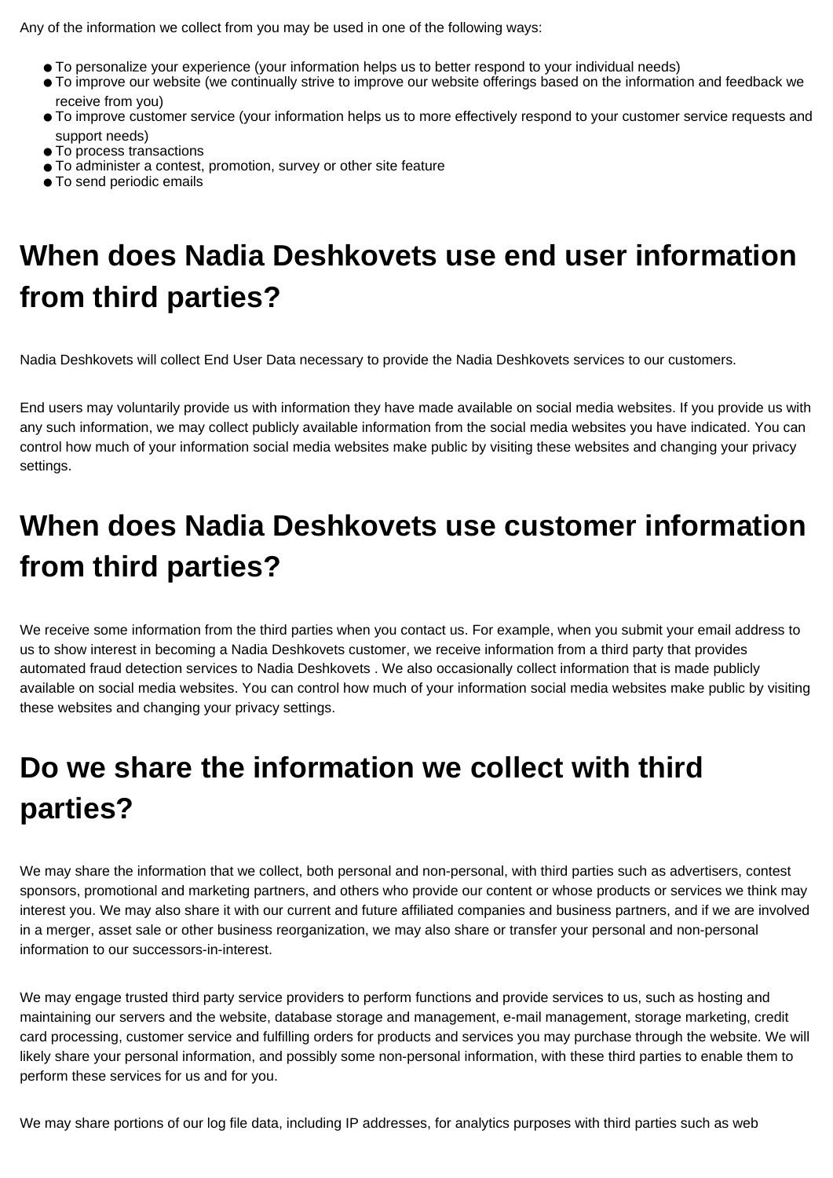Any of the information we collect from you may be used in one of the following ways:

- To personalize your experience (your information helps us to better respond to your individual needs)
- To improve our website (we continually strive to improve our website offerings based on the information and feedback we receive from you)
- To improve customer service (your information helps us to more effectively respond to your customer service requests and support needs)
- To process transactions
- To administer a contest, promotion, survey or other site feature
- To send periodic emails

# When does Nadia Deshkovets use end user information from third parties?

Nadia Deshkovets will collect End User Data necessary to provide the Nadia Deshkovets services to our customers.

End users may voluntarily provide us with information they have made available on social media websites. If you provide us with any such information, we may collect publicly available information from the social media websites you have indicated. You can control how much of your information social media websites make public by visiting these websites and changing your privacy settings.

# When does Nadia Deshkovets use customer information from third parties?

We receive some information from the third parties when you contact us. For example, when you submit your email address to us to show interest in becoming a Nadia Deshkovets customer, we receive information from a third party that provides automated fraud detection services to Nadia Deshkovets . We also occasionally collect information that is made publicly available on social media websites. You can control how much of your information social media websites make public by visiting these websites and changing your privacy settings.

# Do we share the information we collect with third parties?

We may share the information that we collect, both personal and non-personal, with third parties such as advertisers, contest sponsors, promotional and marketing partners, and others who provide our content or whose products or services we think may interest you. We may also share it with our current and future affiliated companies and business partners, and if we are involved in a merger, asset sale or other business reorganization, we may also share or transfer your personal and non-personal information to our successors-in-interest.

We may engage trusted third party service providers to perform functions and provide services to us, such as hosting and maintaining our servers and the website, database storage and management, e-mail management, storage marketing, credit card processing, customer service and fulfilling orders for products and services you may purchase through the website. We will likely share your personal information, and possibly some non-personal information, with these third parties to enable them to perform these services for us and for you.

We may share portions of our log file data, including IP addresses, for analytics purposes with third parties such as web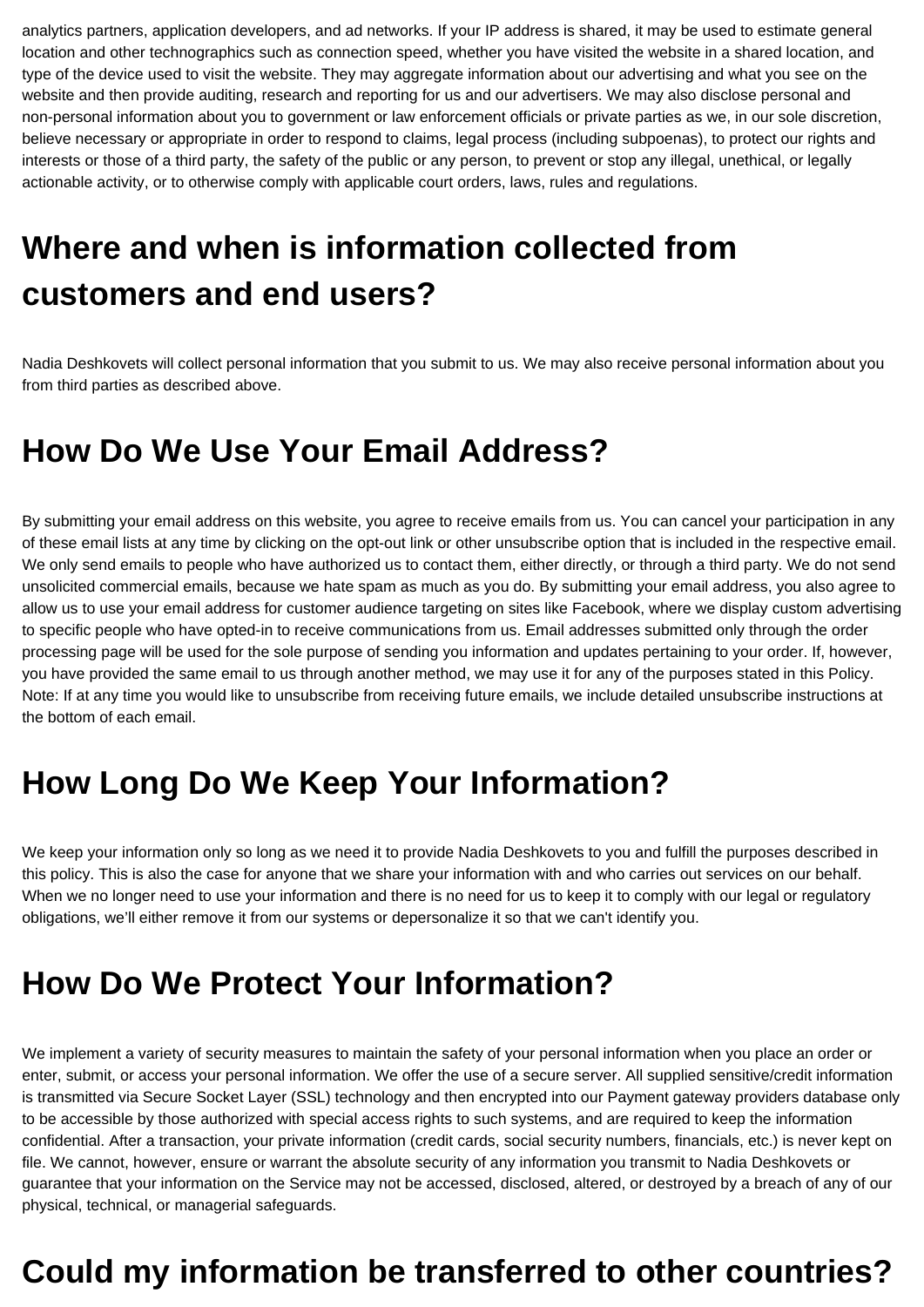analytics partners, application developers, and ad networks. If your IP address is shared, it may be used to estimate general location and other technographics such as connection speed, whether you have visited the website in a shared location, and type of the device used to visit the website. They may aggregate information about our advertising and what you see on the website and then provide auditing, research and reporting for us and our advertisers. We may also disclose personal and non-personal information about you to government or law enforcement officials or private parties as we, in our sole discretion, believe necessary or appropriate in order to respond to claims, legal process (including subpoenas), to protect our rights and interests or those of a third party, the safety of the public or any person, to prevent or stop any illegal, unethical, or legally actionable activity, or to otherwise comply with applicable court orders, laws, rules and regulations.

# Where and when is information collected from customers and end users?

Nadia Deshkovets will collect personal information that you submit to us. We may also receive personal information about you from third parties as described above.

# How Do We Use Your Email Address?

By submitting your email address on this website, you agree to receive emails from us. You can cancel your participation in any of these email lists at any time by clicking on the opt-out link or other unsubscribe option that is included in the respective email. We only send emails to people who have authorized us to contact them, either directly, or through a third party. We do not send unsolicited commercial emails, because we hate spam as much as you do. By submitting your email address, you also agree to allow us to use your email address for customer audience targeting on sites like Facebook, where we display custom advertising to specific people who have opted-in to receive communications from us. Email addresses submitted only through the order processing page will be used for the sole purpose of sending you information and updates pertaining to your order. If, however, you have provided the same email to us through another method, we may use it for any of the purposes stated in this Policy. Note: If at any time you would like to unsubscribe from receiving future emails, we include detailed unsubscribe instructions at the bottom of each email.

# How Long Do We Keep Your Information?

We keep your information only so long as we need it to provide Nadia Deshkovets to you and fulfill the purposes described in this policy. This is also the case for anyone that we share your information with and who carries out services on our behalf. When we no longer need to use your information and there is no need for us to keep it to comply with our legal or regulatory obligations, we'll either remove it from our systems or depersonalize it so that we can't identify you.

# How Do We Protect Your Information?

We implement a variety of security measures to maintain the safety of your personal information when you place an order or enter, submit, or access your personal information. We offer the use of a secure server. All supplied sensitive/credit information is transmitted via Secure Socket Layer (SSL) technology and then encrypted into our Payment gateway providers database only to be accessible by those authorized with special access rights to such systems, and are required to keep the information confidential. After a transaction, your private information (credit cards, social security numbers, financials, etc.) is never kept on file. We cannot, however, ensure or warrant the absolute security of any information you transmit to Nadia Deshkovets or guarantee that your information on the Service may not be accessed, disclosed, altered, or destroyed by a breach of any of our physical, technical, or managerial safeguards.

# Could my information be transferred to other countries?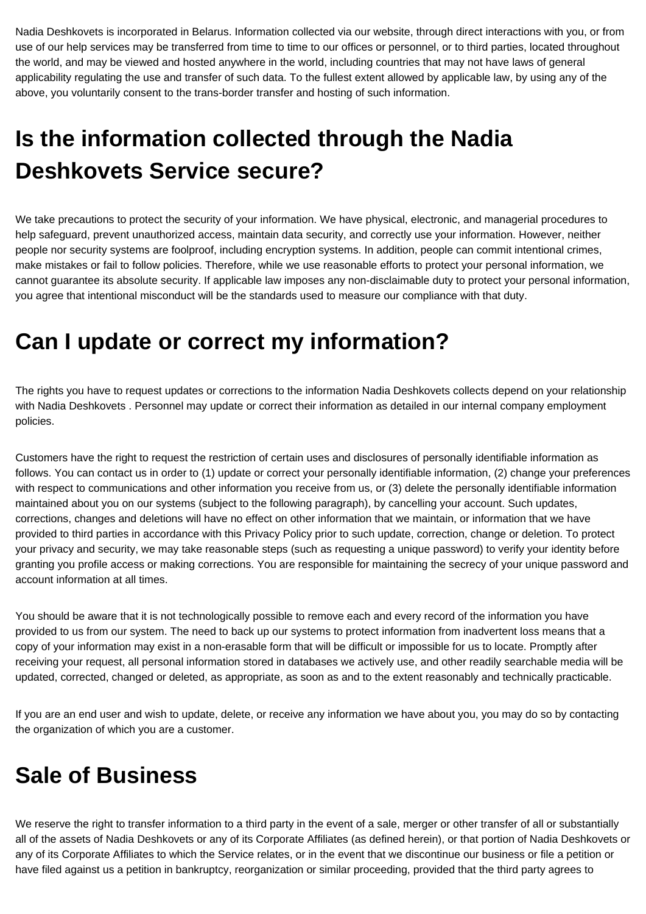Nadia Deshkovets is incorporated in Belarus. Information collected via our website, through direct interactions with you, or from use of our help services may be transferred from time to time to our offices or personnel, or to third parties, located throughout the world, and may be viewed and hosted anywhere in the world, including countries that may not have laws of general applicability regulating the use and transfer of such data. To the fullest extent allowed by applicable law, by using any of the above, you voluntarily consent to the trans-border transfer and hosting of such information.

# Is the information collected through the Nadia Deshkovets Service secure?

We take precautions to protect the security of your information. We have physical, electronic, and managerial procedures to help safeguard, prevent unauthorized access, maintain data security, and correctly use your information. However, neither people nor security systems are foolproof, including encryption systems. In addition, people can commit intentional crimes, make mistakes or fail to follow policies. Therefore, while we use reasonable efforts to protect your personal information, we cannot guarantee its absolute security. If applicable law imposes any non-disclaimable duty to protect your personal information, you agree that intentional misconduct will be the standards used to measure our compliance with that duty.

# Can I update or correct my information?

The rights you have to request updates or corrections to the information Nadia Deshkovets collects depend on your relationship with Nadia Deshkovets . Personnel may update or correct their information as detailed in our internal company employment policies.

Customers have the right to request the restriction of certain uses and disclosures of personally identifiable information as follows. You can contact us in order to (1) update or correct your personally identifiable information, (2) change your preferences with respect to communications and other information you receive from us, or (3) delete the personally identifiable information maintained about you on our systems (subject to the following paragraph), by cancelling your account. Such updates, corrections, changes and deletions will have no effect on other information that we maintain, or information that we have provided to third parties in accordance with this Privacy Policy prior to such update, correction, change or deletion. To protect your privacy and security, we may take reasonable steps (such as requesting a unique password) to verify your identity before granting you profile access or making corrections. You are responsible for maintaining the secrecy of your unique password and account information at all times.

You should be aware that it is not technologically possible to remove each and every record of the information you have provided to us from our system. The need to back up our systems to protect information from inadvertent loss means that a copy of your information may exist in a non-erasable form that will be difficult or impossible for us to locate. Promptly after receiving your request, all personal information stored in databases we actively use, and other readily searchable media will be updated, corrected, changed or deleted, as appropriate, as soon as and to the extent reasonably and technically practicable.

If you are an end user and wish to update, delete, or receive any information we have about you, you may do so by contacting the organization of which you are a customer.

# Sale of Business

We reserve the right to transfer information to a third party in the event of a sale, merger or other transfer of all or substantially all of the assets of Nadia Deshkovets or any of its Corporate Affiliates (as defined herein), or that portion of Nadia Deshkovets or any of its Corporate Affiliates to which the Service relates, or in the event that we discontinue our business or file a petition or have filed against us a petition in bankruptcy, reorganization or similar proceeding, provided that the third party agrees to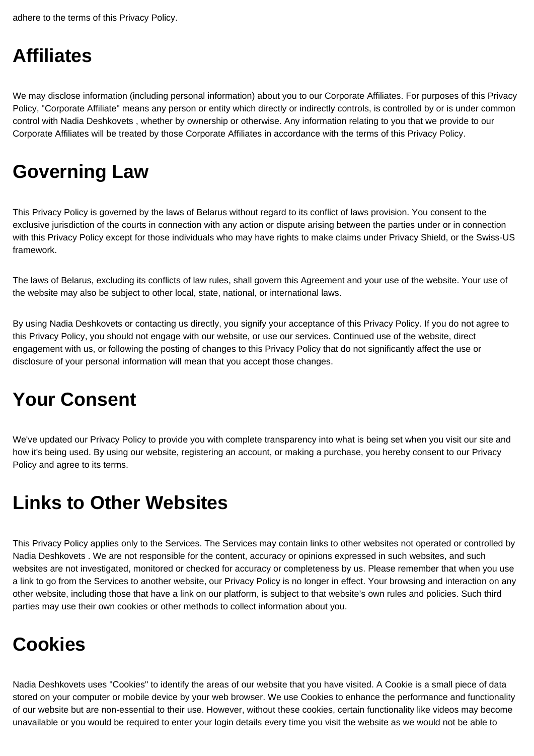adhere to the terms of this Privacy Policy.

# Affiliates

We may disclose information (including personal information) about you to our Corporate Affiliates. For purposes of this Privacy Policy, "Corporate Affiliate" means any person or entity which directly or indirectly controls, is controlled by or is under common control with Nadia Deshkovets , whether by ownership or otherwise. Any information relating to you that we provide to our Corporate Affiliates will be treated by those Corporate Affiliates in accordance with the terms of this Privacy Policy.

# Governing Law

This Privacy Policy is governed by the laws of Belarus without regard to its conflict of laws provision. You consent to the exclusive jurisdiction of the courts in connection with any action or dispute arising between the parties under or in connection with this Privacy Policy except for those individuals who may have rights to make claims under Privacy Shield, or the Swiss-US framework.

The laws of Belarus, excluding its conflicts of law rules, shall govern this Agreement and your use of the website. Your use of the website may also be subject to other local, state, national, or international laws.

By using Nadia Deshkovets or contacting us directly, you signify your acceptance of this Privacy Policy. If you do not agree to this Privacy Policy, you should not engage with our website, or use our services. Continued use of the website, direct engagement with us, or following the posting of changes to this Privacy Policy that do not significantly affect the use or disclosure of your personal information will mean that you accept those changes.

# Your Consent

We've updated our Privacy Policy to provide you with complete transparency into what is being set when you visit our site and how it's being used. By using our website, registering an account, or making a purchase, you hereby consent to our Privacy Policy and agree to its terms.

# Links to Other Websites

This Privacy Policy applies only to the Services. The Services may contain links to other websites not operated or controlled by Nadia Deshkovets . We are not responsible for the content, accuracy or opinions expressed in such websites, and such websites are not investigated, monitored or checked for accuracy or completeness by us. Please remember that when you use a link to go from the Services to another website, our Privacy Policy is no longer in effect. Your browsing and interaction on any other website, including those that have a link on our platform, is subject to that website's own rules and policies. Such third parties may use their own cookies or other methods to collect information about you.

# Cookies

Nadia Deshkovets uses "Cookies" to identify the areas of our website that you have visited. A Cookie is a small piece of data stored on your computer or mobile device by your web browser. We use Cookies to enhance the performance and functionality of our website but are non-essential to their use. However, without these cookies, certain functionality like videos may become unavailable or you would be required to enter your login details every time you visit the website as we would not be able to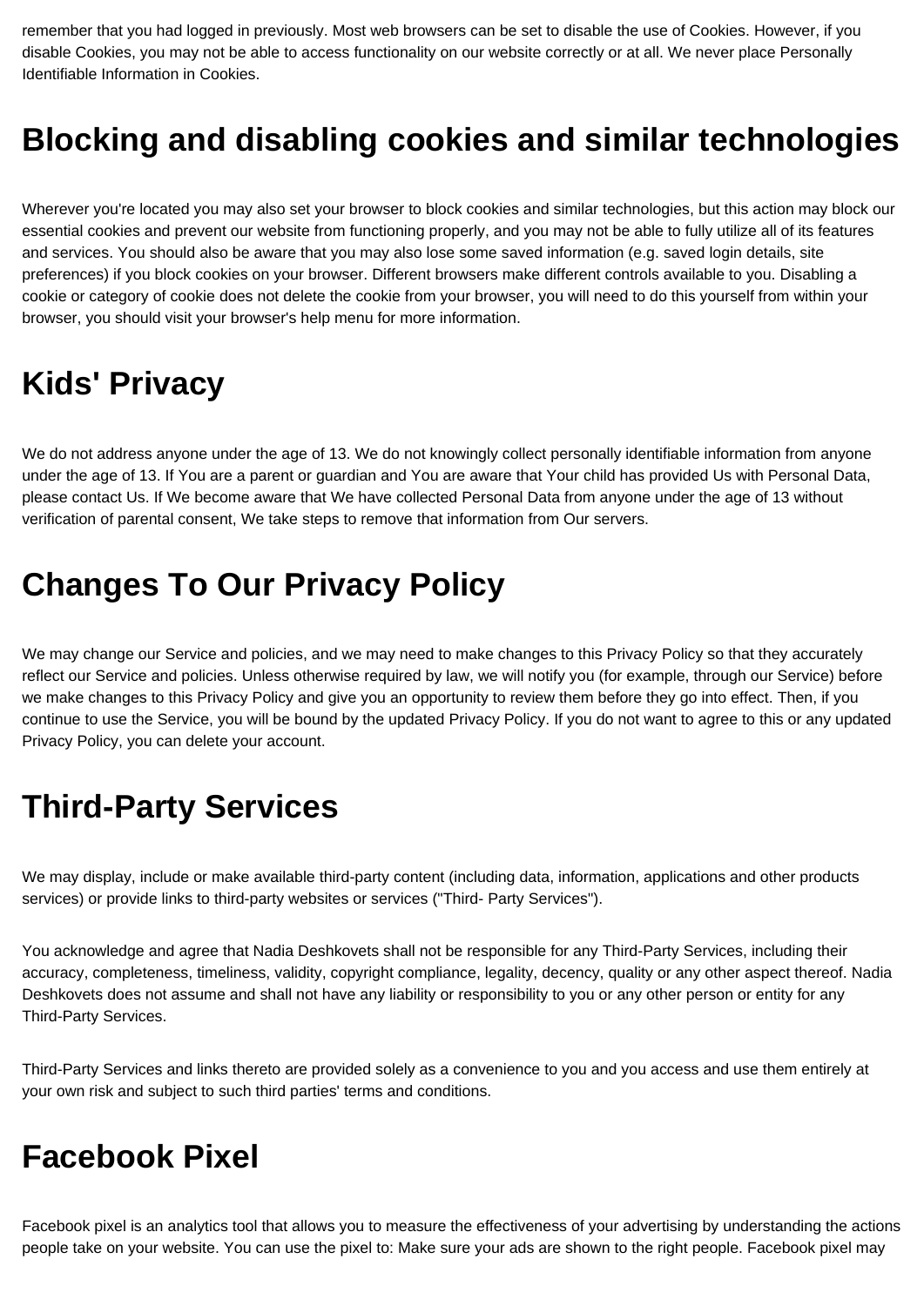remember that you had logged in previously. Most web browsers can be set to disable the use of Cookies. However, if you disable Cookies, you may not be able to access functionality on our website correctly or at all. We never place Personally Identifiable Information in Cookies.

# Blocking and disabling cookies and similar technologies

Wherever you're located you may also set your browser to block cookies and similar technologies, but this action may block our essential cookies and prevent our website from functioning properly, and you may not be able to fully utilize all of its features and services. You should also be aware that you may also lose some saved information (e.g. saved login details, site preferences) if you block cookies on your browser. Different browsers make different controls available to you. Disabling a cookie or category of cookie does not delete the cookie from your browser, you will need to do this yourself from within your browser, you should visit your browser's help menu for more information.

# Kids' Privacy

We do not address anyone under the age of 13. We do not knowingly collect personally identifiable information from anyone under the age of 13. If You are a parent or guardian and You are aware that Your child has provided Us with Personal Data, please contact Us. If We become aware that We have collected Personal Data from anyone under the age of 13 without verification of parental consent, We take steps to remove that information from Our servers.

# Changes To Our Privacy Policy

We may change our Service and policies, and we may need to make changes to this Privacy Policy so that they accurately reflect our Service and policies. Unless otherwise required by law, we will notify you (for example, through our Service) before we make changes to this Privacy Policy and give you an opportunity to review them before they go into effect. Then, if you continue to use the Service, you will be bound by the updated Privacy Policy. If you do not want to agree to this or any updated Privacy Policy, you can delete your account.

# Third-Party Services

We may display, include or make available third-party content (including data, information, applications and other products services) or provide links to third-party websites or services ("Third- Party Services").

You acknowledge and agree that Nadia Deshkovets shall not be responsible for any Third-Party Services, including their accuracy, completeness, timeliness, validity, copyright compliance, legality, decency, quality or any other aspect thereof. Nadia Deshkovets does not assume and shall not have any liability or responsibility to you or any other person or entity for any Third-Party Services.

Third-Party Services and links thereto are provided solely as a convenience to you and you access and use them entirely at your own risk and subject to such third parties' terms and conditions.

# Facebook Pixel

Facebook pixel is an analytics tool that allows you to measure the effectiveness of your advertising by understanding the actions people take on your website. You can use the pixel to: Make sure your ads are shown to the right people. Facebook pixel may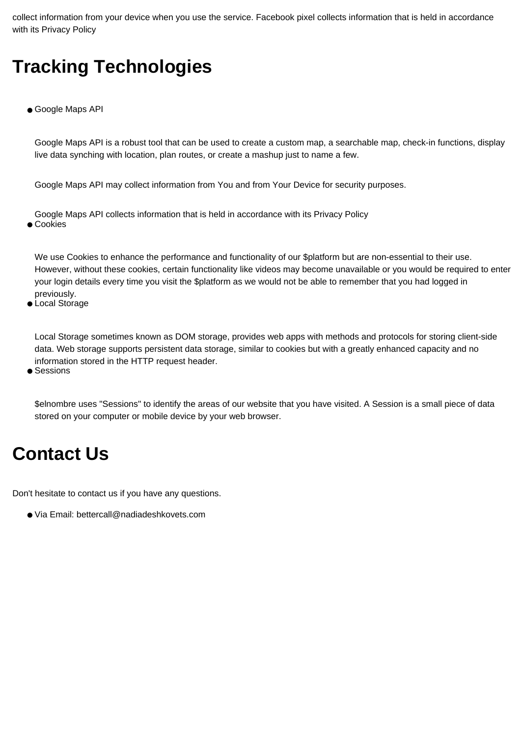collect information from your device when you use the service. Facebook pixel collects information that is held in accordance with its Privacy Policy

# Tracking Technologies

- Google Maps API

  Google Maps API is a robust tool that can be used to create a custom map, a searchable map, check-in functions, display live data synching with location, plan routes, or create a mashup just to name a few.

  Google Maps API may collect information from You and from Your Device for security purposes.

  Google Maps API collects information that is held in accordance with its Privacy Policy
- Cookies

  We use Cookies to enhance the performance and functionality of our $platform but are non-essential to their use. However, without these cookies, certain functionality like videos may become unavailable or you would be required to enter your login details every time you visit the $platform as we would not be able to remember that you had logged in previously.
- Local Storage

  Local Storage sometimes known as DOM storage, provides web apps with methods and protocols for storing client-side data. Web storage supports persistent data storage, similar to cookies but with a greatly enhanced capacity and no information stored in the HTTP request header.
- Sessions

  $elnombre uses "Sessions" to identify the areas of our website that you have visited. A Session is a small piece of data stored on your computer or mobile device by your web browser.

# Contact Us

Don't hesitate to contact us if you have any questions.

- Via Email: bettercall@nadiadeshkovets.com